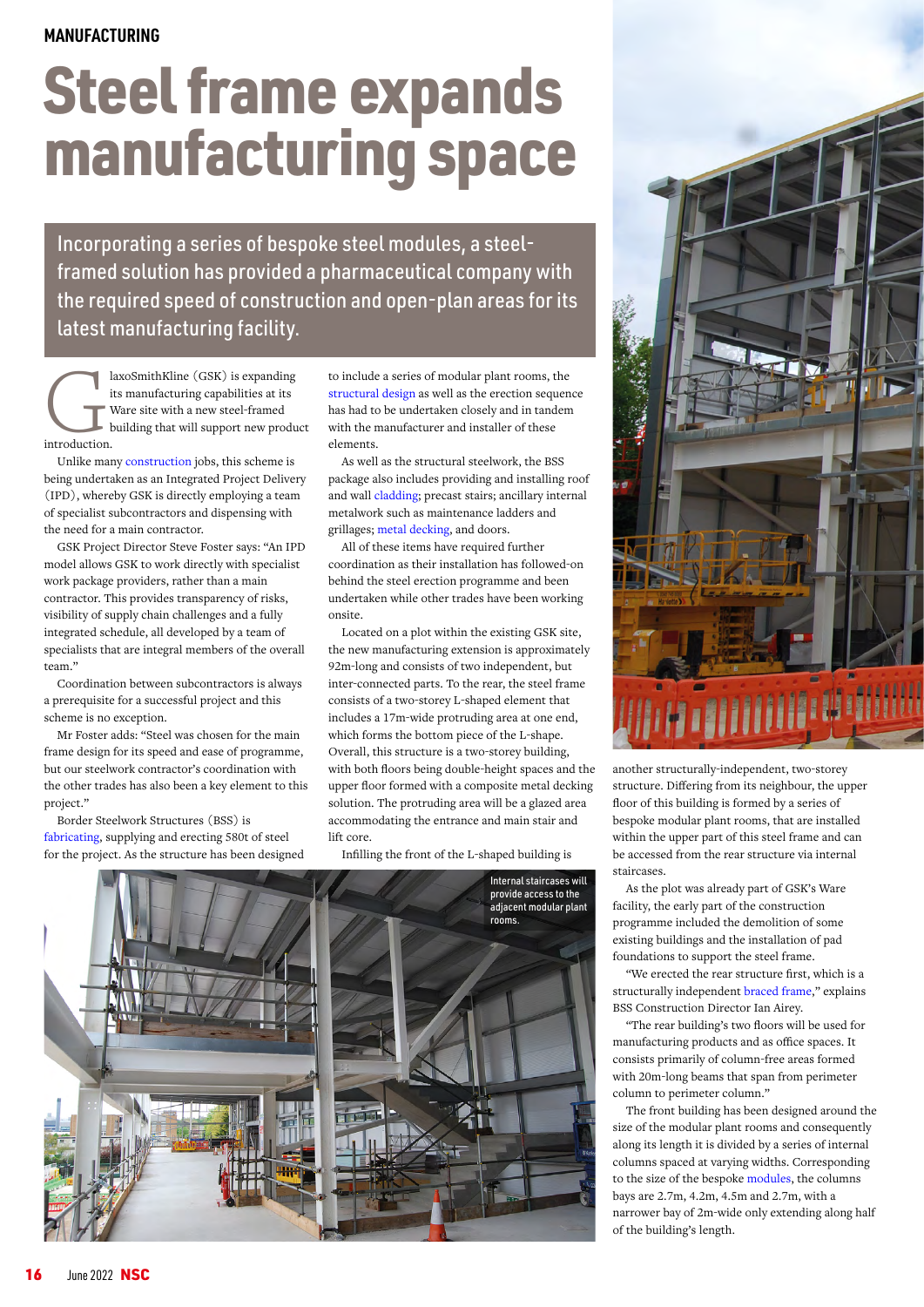MANUFACTURING

# Steel frame expands manufacturing space

**Incorporating a series of bespoke steel modules, a steel-framed solution has provided a pharmaceutical company with the required speed of construction and open-plan areas for its latest manufacturing facility.**

GlaxoSmithKline (GSK) is expanding its manufacturing capabilities at its Ware site with a new steel-framed building that will support new product introduction.

Unlike many construction jobs, this scheme is being undertaken as an Integrated Project Delivery (IPD), whereby GSK is directly employing a team of specialist subcontractors and dispensing with the need for a main contractor.

GSK Project Director Steve Foster says: "An IPD model allows GSK to work directly with specialist work package providers, rather than a main contractor. This provides transparency of risks, visibility of supply chain challenges and a fully integrated schedule, all developed by a team of specialists that are integral members of the overall team."

Coordination between subcontractors is always a prerequisite for a successful project and this scheme is no exception.

Mr Foster adds: "Steel was chosen for the main frame design for its speed and ease of programme, but our steelwork contractor's coordination with the other trades has also been a key element to this project."

Border Steelwork Structures (BSS) is fabricating, supplying and erecting 580t of steel for the project. As the structure has been designed to include a series of modular plant rooms, the structural design as well as the erection sequence has had to be undertaken closely and in tandem with the manufacturer and installer of these elements.

As well as the structural steelwork, the BSS package also includes providing and installing roof and wall cladding; precast stairs; ancillary internal metalwork such as maintenance ladders and grillages; metal decking, and doors.

All of these items have required further coordination as their installation has followed-on behind the steel erection programme and been undertaken while other trades have been working onsite.

Located on a plot within the existing GSK site, the new manufacturing extension is approximately 92m-long and consists of two independent, but inter-connected parts. To the rear, the steel frame consists of a two-storey L-shaped element that includes a 17m-wide protruding area at one end, which forms the bottom piece of the L-shape. Overall, this structure is a two-storey building, with both floors being double-height spaces and the upper floor formed with a composite metal decking solution. The protruding area will be a glazed area accommodating the entrance and main stair and lift core.

Infilling the front of the L-shaped building is another structurally-independent, two-storey structure. Differing from its neighbour, the upper floor of this building is formed by a series of bespoke modular plant rooms, that are installed within the upper part of this steel frame and can be accessed from the rear structure via internal staircases.

As the plot was already part of GSK's Ware facility, the early part of the construction programme included the demolition of some existing buildings and the installation of pad foundations to support the steel frame.

"We erected the rear structure first, which is a structurally independent braced frame," explains BSS Construction Director Ian Airey.

"The rear building's two floors will be used for manufacturing products and as office spaces. It consists primarily of column-free areas formed with 20m-long beams that span from perimeter column to perimeter column."

The front building has been designed around the size of the modular plant rooms and consequently along its length it is divided by a series of internal columns spaced at varying widths. Corresponding to the size of the bespoke modules, the columns bays are 2.7m, 4.2m, 4.5m and 2.7m, with a narrower bay of 2m-wide only extending along half of the building's length.

Internal staircases will provide access to the adjacent modular plant rooms.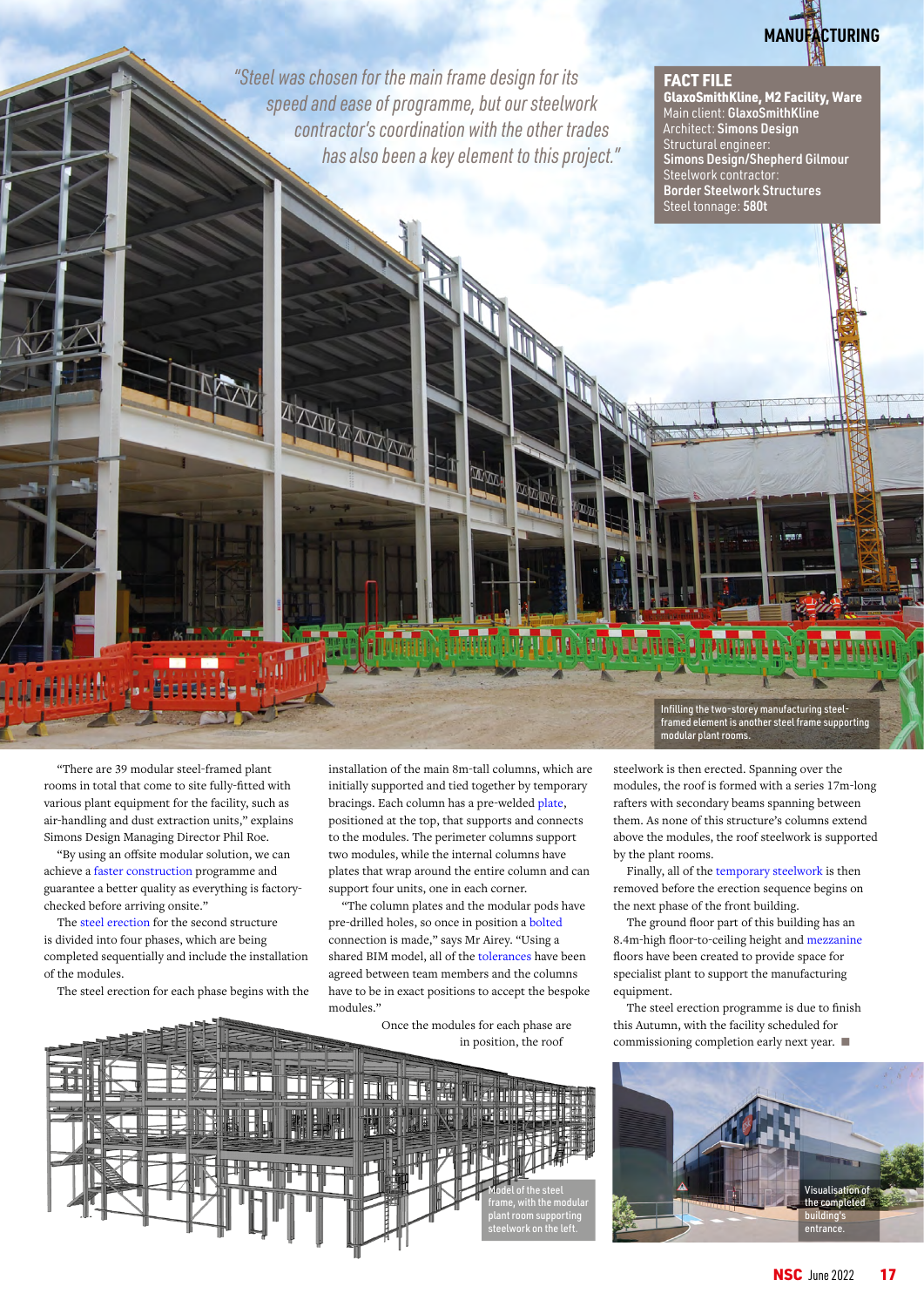> *"Steel was chosen for the main frame design for its speed and ease of programme, but our steelwork contractor's coordination with the other trades has also been a key element to this project."*

**FACT FILE**
**GlaxoSmithKline, M2 Facility, Ware**
Main client: **GlaxoSmithKline**
Architect: **Simons Design**
Structural engineer:
**Simons Design/Shepherd Gilmour**
Steelwork contractor:
**Border Steelwork Structures**
Steel tonnage: **580t**

Infilling the two-storey manufacturing steel-framed element is another steel frame supporting modular plant rooms.

"There are 39 modular steel-framed plant rooms in total that come to site fully-fitted with various plant equipment for the facility, such as air-handling and dust extraction units," explains Simons Design Managing Director Phil Roe.

"By using an offsite modular solution, we can achieve a faster construction programme and guarantee a better quality as everything is factory-checked before arriving onsite."

The steel erection for the second structure is divided into four phases, which are being completed sequentially and include the installation of the modules.

The steel erection for each phase begins with the installation of the main 8m-tall columns, which are initially supported and tied together by temporary bracings. Each column has a pre-welded plate, positioned at the top, that supports and connects to the modules. The perimeter columns support two modules, while the internal columns have plates that wrap around the entire column and can support four units, one in each corner.

"The column plates and the modular pods have pre-drilled holes, so once in position a bolted connection is made," says Mr Airey. "Using a shared BIM model, all of the tolerances have been agreed between team members and the columns have to be in exact positions to accept the bespoke modules."

Once the modules for each phase are in position, the roof steelwork is then erected. Spanning over the modules, the roof is formed with a series 17m-long rafters with secondary beams spanning between them. As none of this structure's columns extend above the modules, the roof steelwork is supported by the plant rooms.

Finally, all of the temporary steelwork is then removed before the erection sequence begins on the next phase of the front building.

The ground floor part of this building has an 8.4m-high floor-to-ceiling height and mezzanine floors have been created to provide space for specialist plant to support the manufacturing equipment.

The steel erection programme is due to finish this Autumn, with the facility scheduled for commissioning completion early next year. ■

Model of the steel frame, with the modular plant room supporting steelwork on the left.

Visualisation of the completed building's entrance.